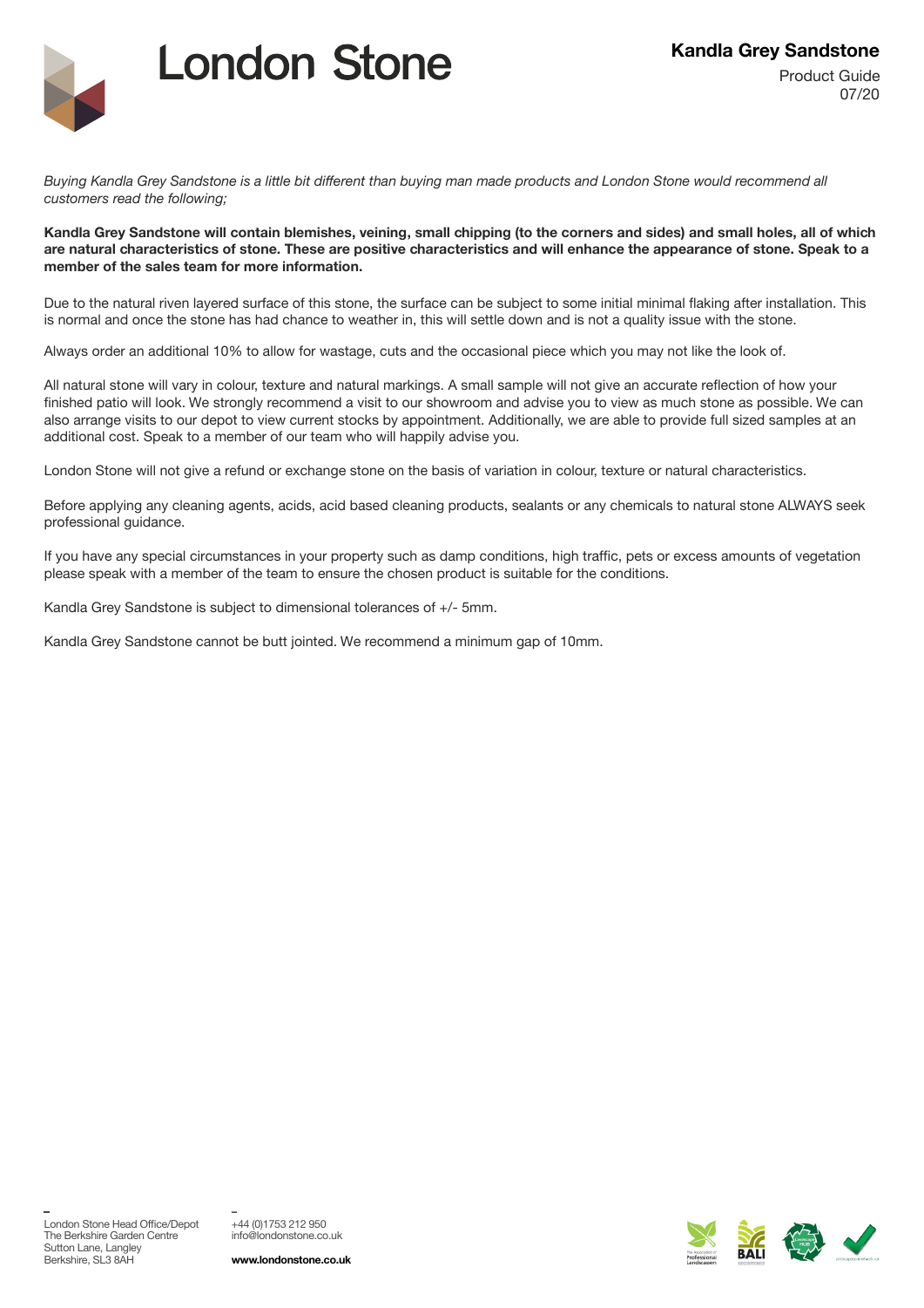# London Stone

## Kandla Grey Sandstone

Product Guide
07/20

*Buying Kandla Grey Sandstone is a little bit different than buying man made products and London Stone would recommend all customers read the following;*

**Kandla Grey Sandstone will contain blemishes, veining, small chipping (to the corners and sides) and small holes, all of which are natural characteristics of stone. These are positive characteristics and will enhance the appearance of stone. Speak to a member of the sales team for more information.**

Due to the natural riven layered surface of this stone, the surface can be subject to some initial minimal flaking after installation. This is normal and once the stone has had chance to weather in, this will settle down and is not a quality issue with the stone.

Always order an additional 10% to allow for wastage, cuts and the occasional piece which you may not like the look of.

All natural stone will vary in colour, texture and natural markings. A small sample will not give an accurate reflection of how your finished patio will look. We strongly recommend a visit to our showroom and advise you to view as much stone as possible. We can also arrange visits to our depot to view current stocks by appointment. Additionally, we are able to provide full sized samples at an additional cost. Speak to a member of our team who will happily advise you.

London Stone will not give a refund or exchange stone on the basis of variation in colour, texture or natural characteristics.

Before applying any cleaning agents, acids, acid based cleaning products, sealants or any chemicals to natural stone ALWAYS seek professional guidance.

If you have any special circumstances in your property such as damp conditions, high traffic, pets or excess amounts of vegetation please speak with a member of the team to ensure the chosen product is suitable for the conditions.

Kandla Grey Sandstone is subject to dimensional tolerances of +/- 5mm.

Kandla Grey Sandstone cannot be butt jointed. We recommend a minimum gap of 10mm.

London Stone Head Office/Depot
The Berkshire Garden Centre
Sutton Lane, Langley
Berkshire, SL3 8AH

+44 (0)1753 212 950
info@londonstone.co.uk

**www.londonstone.co.uk**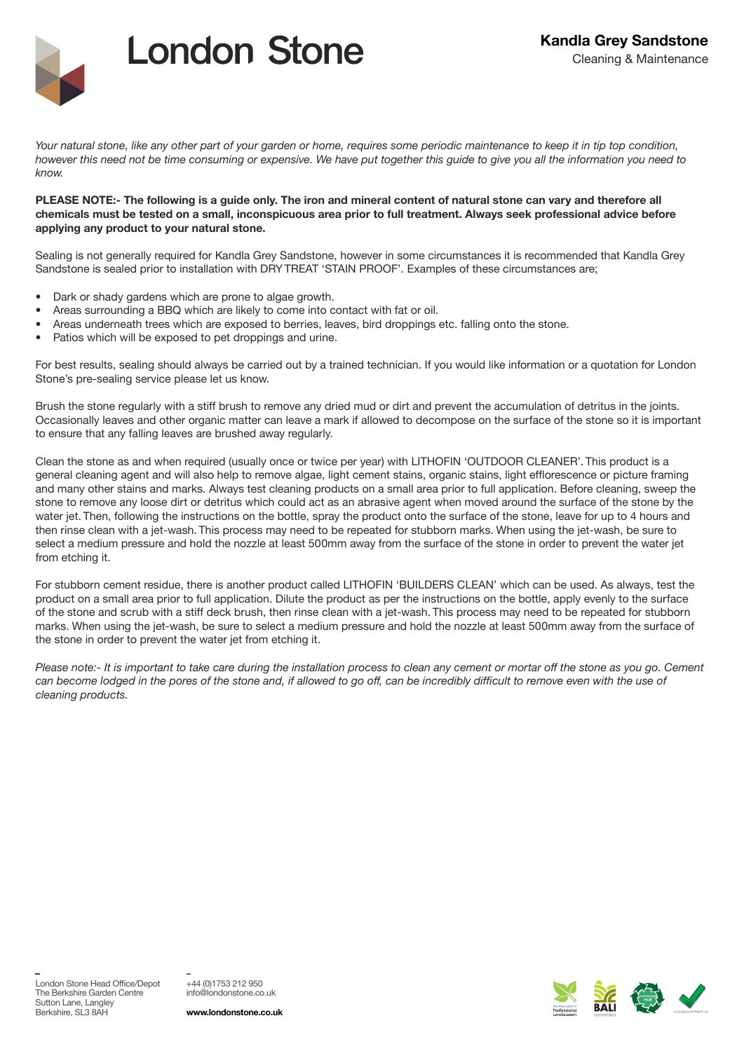# London Stone

**Kandla Grey Sandstone**
Cleaning & Maintenance

*Your natural stone, like any other part of your garden or home, requires some periodic maintenance to keep it in tip top condition, however this need not be time consuming or expensive. We have put together this guide to give you all the information you need to know.*

**PLEASE NOTE:- The following is a guide only. The iron and mineral content of natural stone can vary and therefore all chemicals must be tested on a small, inconspicuous area prior to full treatment. Always seek professional advice before applying any product to your natural stone.**

Sealing is not generally required for Kandla Grey Sandstone, however in some circumstances it is recommended that Kandla Grey Sandstone is sealed prior to installation with DRY TREAT 'STAIN PROOF'. Examples of these circumstances are;

- Dark or shady gardens which are prone to algae growth.
- Areas surrounding a BBQ which are likely to come into contact with fat or oil.
- Areas underneath trees which are exposed to berries, leaves, bird droppings etc. falling onto the stone.
- Patios which will be exposed to pet droppings and urine.

For best results, sealing should always be carried out by a trained technician. If you would like information or a quotation for London Stone's pre-sealing service please let us know.

Brush the stone regularly with a stiff brush to remove any dried mud or dirt and prevent the accumulation of detritus in the joints. Occasionally leaves and other organic matter can leave a mark if allowed to decompose on the surface of the stone so it is important to ensure that any falling leaves are brushed away regularly.

Clean the stone as and when required (usually once or twice per year) with LITHOFIN 'OUTDOOR CLEANER'. This product is a general cleaning agent and will also help to remove algae, light cement stains, organic stains, light efflorescence or picture framing and many other stains and marks. Always test cleaning products on a small area prior to full application. Before cleaning, sweep the stone to remove any loose dirt or detritus which could act as an abrasive agent when moved around the surface of the stone by the water jet. Then, following the instructions on the bottle, spray the product onto the surface of the stone, leave for up to 4 hours and then rinse clean with a jet-wash. This process may need to be repeated for stubborn marks. When using the jet-wash, be sure to select a medium pressure and hold the nozzle at least 500mm away from the surface of the stone in order to prevent the water jet from etching it.

For stubborn cement residue, there is another product called LITHOFIN 'BUILDERS CLEAN' which can be used. As always, test the product on a small area prior to full application. Dilute the product as per the instructions on the bottle, apply evenly to the surface of the stone and scrub with a stiff deck brush, then rinse clean with a jet-wash. This process may need to be repeated for stubborn marks. When using the jet-wash, be sure to select a medium pressure and hold the nozzle at least 500mm away from the surface of the stone in order to prevent the water jet from etching it.

*Please note:- It is important to take care during the installation process to clean any cement or mortar off the stone as you go. Cement can become lodged in the pores of the stone and, if allowed to go off, can be incredibly difficult to remove even with the use of cleaning products.*

London Stone Head Office/Depot
The Berkshire Garden Centre
Sutton Lane, Langley
Berkshire, SL3 8AH

+44 (0)1753 212 950
info@londonstone.co.uk

**www.londonstone.co.uk**